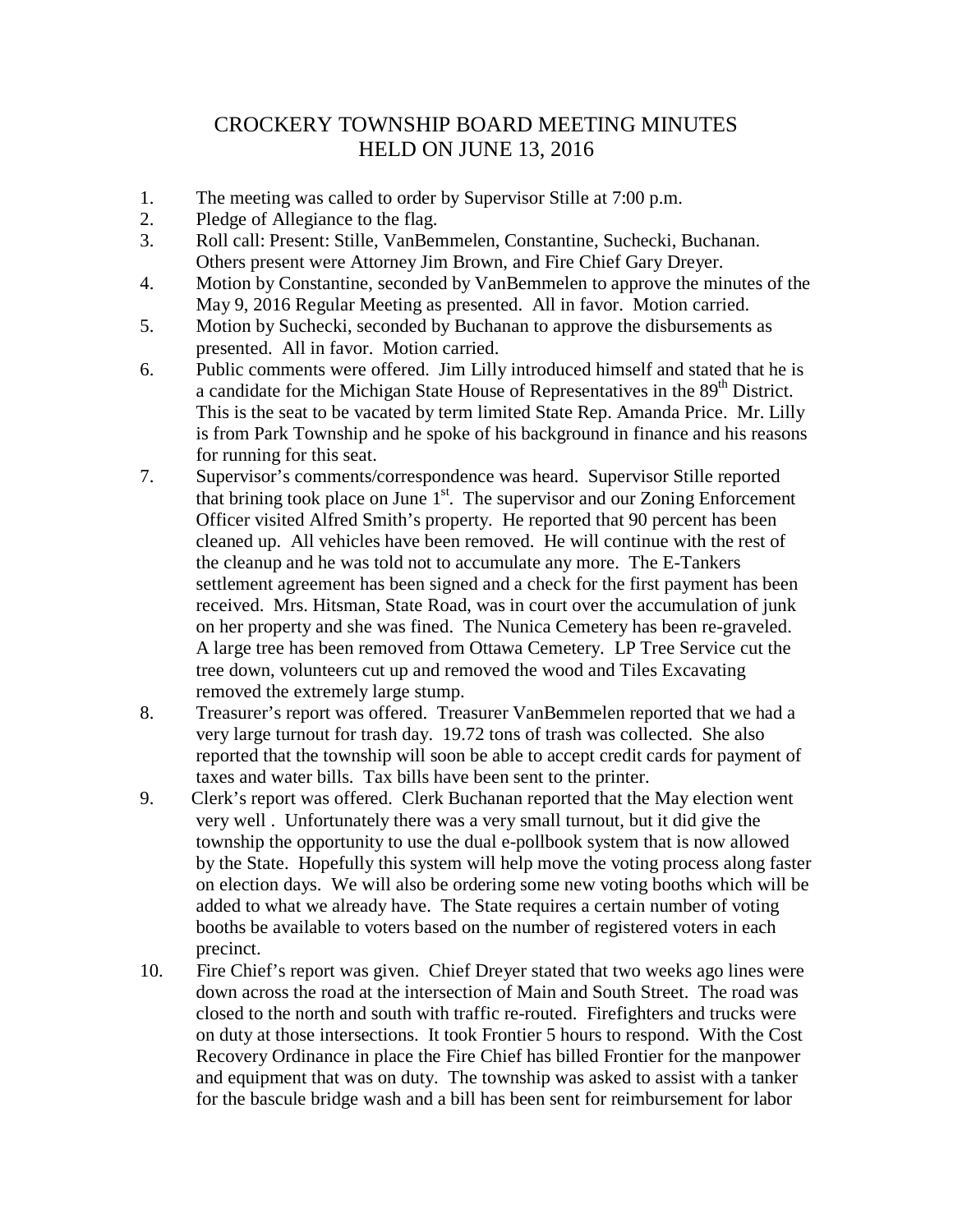# CROCKERY TOWNSHIP BOARD MEETING MINUTES
# HELD ON JUNE 13, 2016

1. The meeting was called to order by Supervisor Stille at 7:00 p.m.
2. Pledge of Allegiance to the flag.
3. Roll call: Present: Stille, VanBemmelen, Constantine, Suchecki, Buchanan. Others present were Attorney Jim Brown, and Fire Chief Gary Dreyer.
4. Motion by Constantine, seconded by VanBemmelen to approve the minutes of the May 9, 2016 Regular Meeting as presented. All in favor. Motion carried.
5. Motion by Suchecki, seconded by Buchanan to approve the disbursements as presented. All in favor. Motion carried.
6. Public comments were offered. Jim Lilly introduced himself and stated that he is a candidate for the Michigan State House of Representatives in the 89th District. This is the seat to be vacated by term limited State Rep. Amanda Price. Mr. Lilly is from Park Township and he spoke of his background in finance and his reasons for running for this seat.
7. Supervisor's comments/correspondence was heard. Supervisor Stille reported that brining took place on June 1st. The supervisor and our Zoning Enforcement Officer visited Alfred Smith's property. He reported that 90 percent has been cleaned up. All vehicles have been removed. He will continue with the rest of the cleanup and he was told not to accumulate any more. The E-Tankers settlement agreement has been signed and a check for the first payment has been received. Mrs. Hitsman, State Road, was in court over the accumulation of junk on her property and she was fined. The Nunica Cemetery has been re-graveled. A large tree has been removed from Ottawa Cemetery. LP Tree Service cut the tree down, volunteers cut up and removed the wood and Tiles Excavating removed the extremely large stump.
8. Treasurer's report was offered. Treasurer VanBemmelen reported that we had a very large turnout for trash day. 19.72 tons of trash was collected. She also reported that the township will soon be able to accept credit cards for payment of taxes and water bills. Tax bills have been sent to the printer.
9. Clerk's report was offered. Clerk Buchanan reported that the May election went very well . Unfortunately there was a very small turnout, but it did give the township the opportunity to use the dual e-pollbook system that is now allowed by the State. Hopefully this system will help move the voting process along faster on election days. We will also be ordering some new voting booths which will be added to what we already have. The State requires a certain number of voting booths be available to voters based on the number of registered voters in each precinct.
10. Fire Chief's report was given. Chief Dreyer stated that two weeks ago lines were down across the road at the intersection of Main and South Street. The road was closed to the north and south with traffic re-routed. Firefighters and trucks were on duty at those intersections. It took Frontier 5 hours to respond. With the Cost Recovery Ordinance in place the Fire Chief has billed Frontier for the manpower and equipment that was on duty. The township was asked to assist with a tanker for the bascule bridge wash and a bill has been sent for reimbursement for labor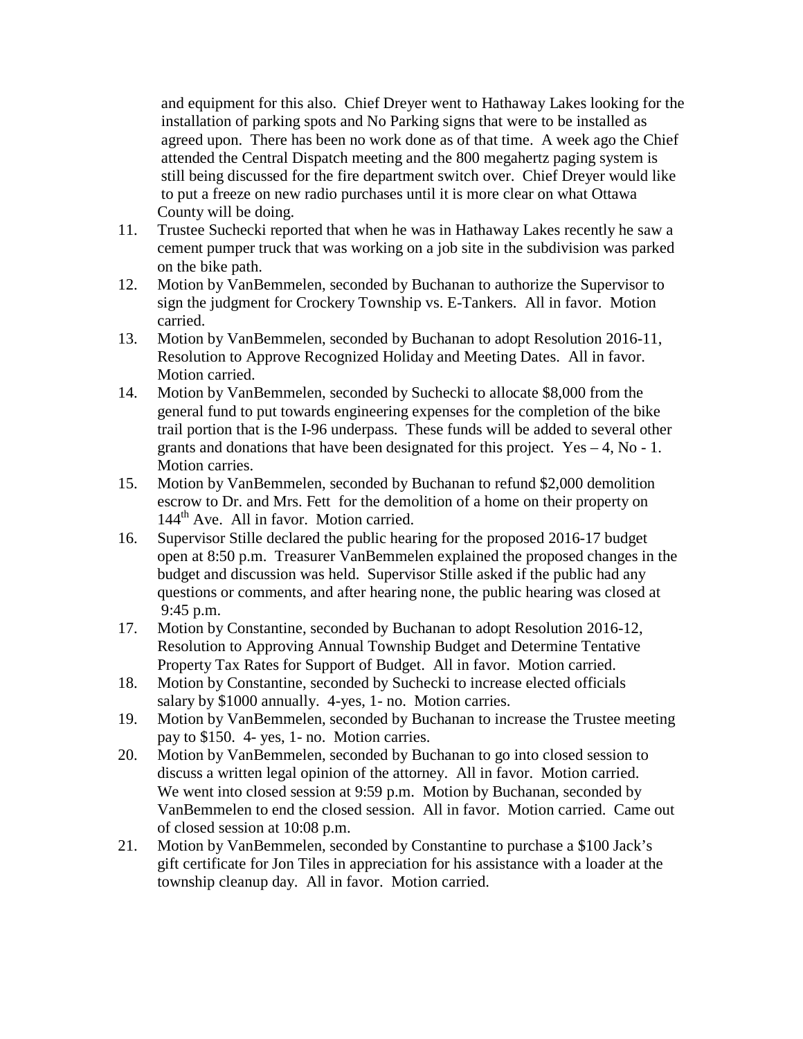and equipment for this also. Chief Dreyer went to Hathaway Lakes looking for the installation of parking spots and No Parking signs that were to be installed as agreed upon. There has been no work done as of that time. A week ago the Chief attended the Central Dispatch meeting and the 800 megahertz paging system is still being discussed for the fire department switch over. Chief Dreyer would like to put a freeze on new radio purchases until it is more clear on what Ottawa County will be doing.

11. Trustee Suchecki reported that when he was in Hathaway Lakes recently he saw a cement pumper truck that was working on a job site in the subdivision was parked on the bike path.
12. Motion by VanBemmelen, seconded by Buchanan to authorize the Supervisor to sign the judgment for Crockery Township vs. E-Tankers. All in favor. Motion carried.
13. Motion by VanBemmelen, seconded by Buchanan to adopt Resolution 2016-11, Resolution to Approve Recognized Holiday and Meeting Dates. All in favor. Motion carried.
14. Motion by VanBemmelen, seconded by Suchecki to allocate $8,000 from the general fund to put towards engineering expenses for the completion of the bike trail portion that is the I-96 underpass. These funds will be added to several other grants and donations that have been designated for this project. Yes – 4, No - 1. Motion carries.
15. Motion by VanBemmelen, seconded by Buchanan to refund $2,000 demolition escrow to Dr. and Mrs. Fett for the demolition of a home on their property on 144th Ave. All in favor. Motion carried.
16. Supervisor Stille declared the public hearing for the proposed 2016-17 budget open at 8:50 p.m. Treasurer VanBemmelen explained the proposed changes in the budget and discussion was held. Supervisor Stille asked if the public had any questions or comments, and after hearing none, the public hearing was closed at 9:45 p.m.
17. Motion by Constantine, seconded by Buchanan to adopt Resolution 2016-12, Resolution to Approving Annual Township Budget and Determine Tentative Property Tax Rates for Support of Budget. All in favor. Motion carried.
18. Motion by Constantine, seconded by Suchecki to increase elected officials salary by $1000 annually. 4-yes, 1- no. Motion carries.
19. Motion by VanBemmelen, seconded by Buchanan to increase the Trustee meeting pay to $150. 4- yes, 1- no. Motion carries.
20. Motion by VanBemmelen, seconded by Buchanan to go into closed session to discuss a written legal opinion of the attorney. All in favor. Motion carried. We went into closed session at 9:59 p.m. Motion by Buchanan, seconded by VanBemmelen to end the closed session. All in favor. Motion carried. Came out of closed session at 10:08 p.m.
21. Motion by VanBemmelen, seconded by Constantine to purchase a $100 Jack's gift certificate for Jon Tiles in appreciation for his assistance with a loader at the township cleanup day. All in favor. Motion carried.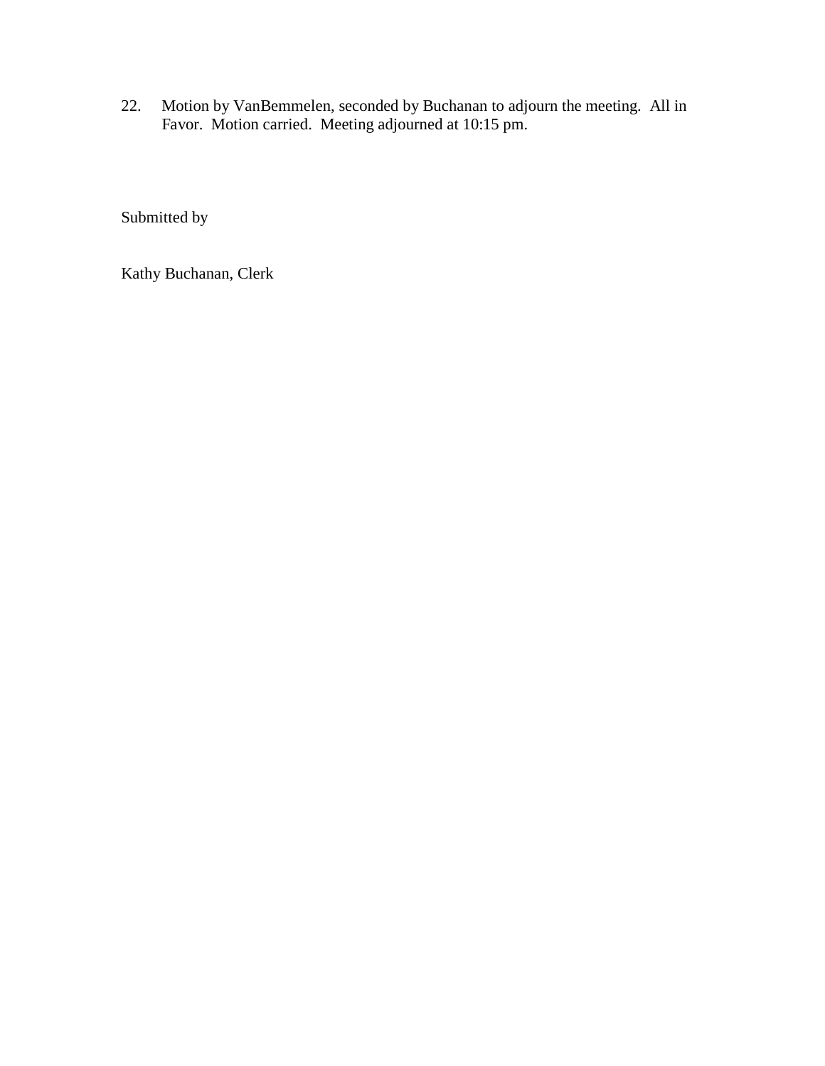22. Motion by VanBemmelen, seconded by Buchanan to adjourn the meeting. All in Favor. Motion carried. Meeting adjourned at 10:15 pm.

Submitted by

Kathy Buchanan, Clerk